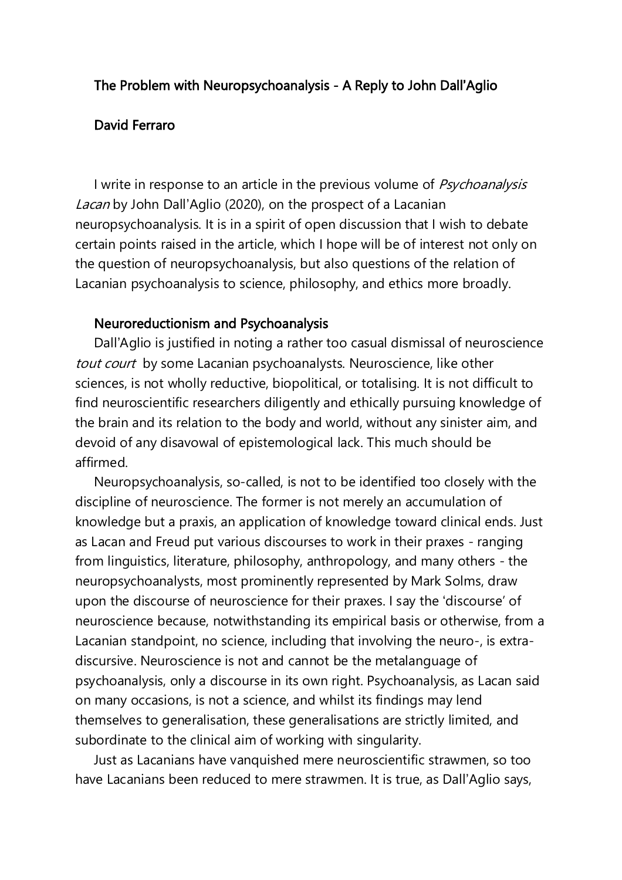# The Problem with Neuropsychoanalysis - A Reply to John Dall'Aglio

**David Ferraro**

I write in response to an article in the previous volume of *Psychoanalysis Lacan* by John Dall'Aglio (2020), on the prospect of a Lacanian neuropsychoanalysis. It is in a spirit of open discussion that I wish to debate certain points raised in the article, which I hope will be of interest not only on the question of neuropsychoanalysis, but also questions of the relation of Lacanian psychoanalysis to science, philosophy, and ethics more broadly.

## Neuroreductionism and Psychoanalysis

Dall'Aglio is justified in noting a rather too casual dismissal of neuroscience *tout court* by some Lacanian psychoanalysts. Neuroscience, like other sciences, is not wholly reductive, biopolitical, or totalising. It is not difficult to find neuroscientific researchers diligently and ethically pursuing knowledge of the brain and its relation to the body and world, without any sinister aim, and devoid of any disavowal of epistemological lack. This much should be affirmed.

Neuropsychoanalysis, so-called, is not to be identified too closely with the discipline of neuroscience. The former is not merely an accumulation of knowledge but a praxis, an application of knowledge toward clinical ends. Just as Lacan and Freud put various discourses to work in their praxes - ranging from linguistics, literature, philosophy, anthropology, and many others - the neuropsychoanalysts, most prominently represented by Mark Solms, draw upon the discourse of neuroscience for their praxes. I say the 'discourse' of neuroscience because, notwithstanding its empirical basis or otherwise, from a Lacanian standpoint, no science, including that involving the neuro-, is extra-discursive. Neuroscience is not and cannot be the metalanguage of psychoanalysis, only a discourse in its own right. Psychoanalysis, as Lacan said on many occasions, is not a science, and whilst its findings may lend themselves to generalisation, these generalisations are strictly limited, and subordinate to the clinical aim of working with singularity.

Just as Lacanians have vanquished mere neuroscientific strawmen, so too have Lacanians been reduced to mere strawmen. It is true, as Dall'Aglio says,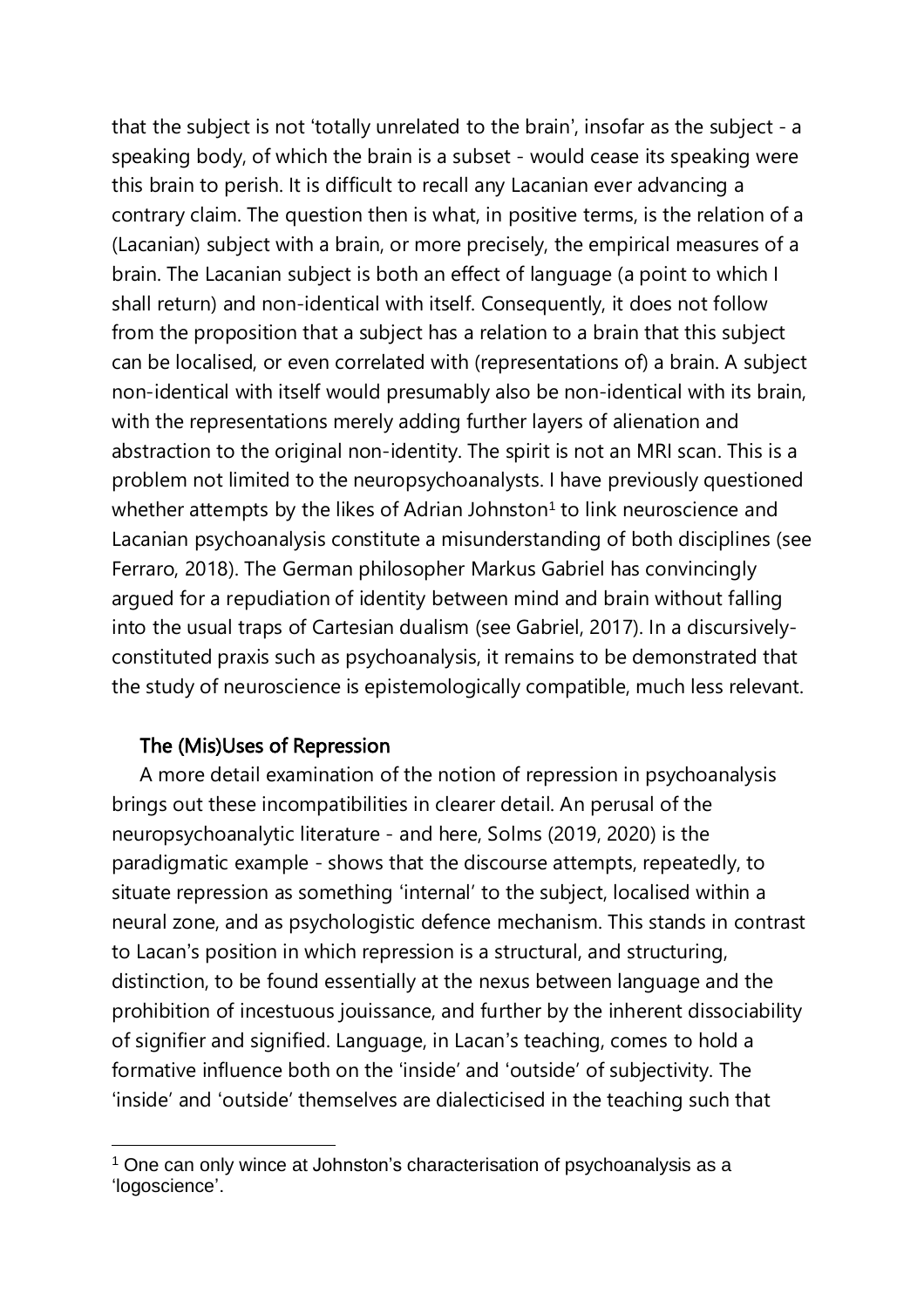that the subject is not 'totally unrelated to the brain', insofar as the subject - a speaking body, of which the brain is a subset - would cease its speaking were this brain to perish. It is difficult to recall any Lacanian ever advancing a contrary claim. The question then is what, in positive terms, is the relation of a (Lacanian) subject with a brain, or more precisely, the empirical measures of a brain. The Lacanian subject is both an effect of language (a point to which I shall return) and non-identical with itself. Consequently, it does not follow from the proposition that a subject has a relation to a brain that this subject can be localised, or even correlated with (representations of) a brain. A subject non-identical with itself would presumably also be non-identical with its brain, with the representations merely adding further layers of alienation and abstraction to the original non-identity. The spirit is not an MRI scan. This is a problem not limited to the neuropsychoanalysts. I have previously questioned whether attempts by the likes of Adrian Johnston[1] to link neuroscience and Lacanian psychoanalysis constitute a misunderstanding of both disciplines (see Ferraro, 2018). The German philosopher Markus Gabriel has convincingly argued for a repudiation of identity between mind and brain without falling into the usual traps of Cartesian dualism (see Gabriel, 2017). In a discursively-constituted praxis such as psychoanalysis, it remains to be demonstrated that the study of neuroscience is epistemologically compatible, much less relevant.

## The (Mis)Uses of Repression

A more detail examination of the notion of repression in psychoanalysis brings out these incompatibilities in clearer detail. An perusal of the neuropsychoanalytic literature - and here, Solms (2019, 2020) is the paradigmatic example - shows that the discourse attempts, repeatedly, to situate repression as something 'internal' to the subject, localised within a neural zone, and as psychologistic defence mechanism. This stands in contrast to Lacan's position in which repression is a structural, and structuring, distinction, to be found essentially at the nexus between language and the prohibition of incestuous jouissance, and further by the inherent dissociability of signifier and signified. Language, in Lacan's teaching, comes to hold a formative influence both on the 'inside' and 'outside' of subjectivity. The 'inside' and 'outside' themselves are dialecticised in the teaching such that

[1] One can only wince at Johnston's characterisation of psychoanalysis as a 'logoscience'.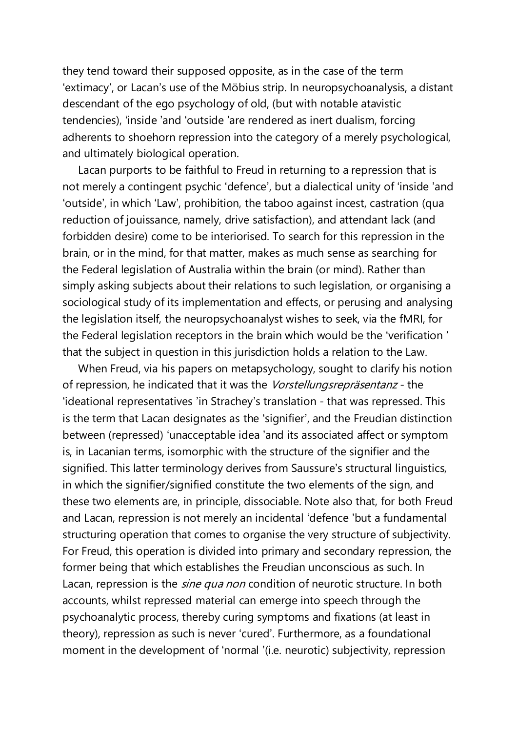they tend toward their supposed opposite, as in the case of the term 'extimacy', or Lacan's use of the Möbius strip. In neuropsychoanalysis, a distant descendant of the ego psychology of old, (but with notable atavistic tendencies), 'inside 'and 'outside 'are rendered as inert dualism, forcing adherents to shoehorn repression into the category of a merely psychological, and ultimately biological operation.

Lacan purports to be faithful to Freud in returning to a repression that is not merely a contingent psychic 'defence', but a dialectical unity of 'inside 'and 'outside', in which 'Law', prohibition, the taboo against incest, castration (qua reduction of jouissance, namely, drive satisfaction), and attendant lack (and forbidden desire) come to be interiorised. To search for this repression in the brain, or in the mind, for that matter, makes as much sense as searching for the Federal legislation of Australia within the brain (or mind). Rather than simply asking subjects about their relations to such legislation, or organising a sociological study of its implementation and effects, or perusing and analysing the legislation itself, the neuropsychoanalyst wishes to seek, via the fMRI, for the Federal legislation receptors in the brain which would be the 'verification ' that the subject in question in this jurisdiction holds a relation to the Law.

When Freud, via his papers on metapsychology, sought to clarify his notion of repression, he indicated that it was the *Vorstellungsrepräsentanz* - the 'ideational representatives 'in Strachey's translation - that was repressed. This is the term that Lacan designates as the 'signifier', and the Freudian distinction between (repressed) 'unacceptable idea 'and its associated affect or symptom is, in Lacanian terms, isomorphic with the structure of the signifier and the signified. This latter terminology derives from Saussure's structural linguistics, in which the signifier/signified constitute the two elements of the sign, and these two elements are, in principle, dissociable. Note also that, for both Freud and Lacan, repression is not merely an incidental 'defence 'but a fundamental structuring operation that comes to organise the very structure of subjectivity. For Freud, this operation is divided into primary and secondary repression, the former being that which establishes the Freudian unconscious as such. In Lacan, repression is the *sine qua non* condition of neurotic structure. In both accounts, whilst repressed material can emerge into speech through the psychoanalytic process, thereby curing symptoms and fixations (at least in theory), repression as such is never 'cured'. Furthermore, as a foundational moment in the development of 'normal '(i.e. neurotic) subjectivity, repression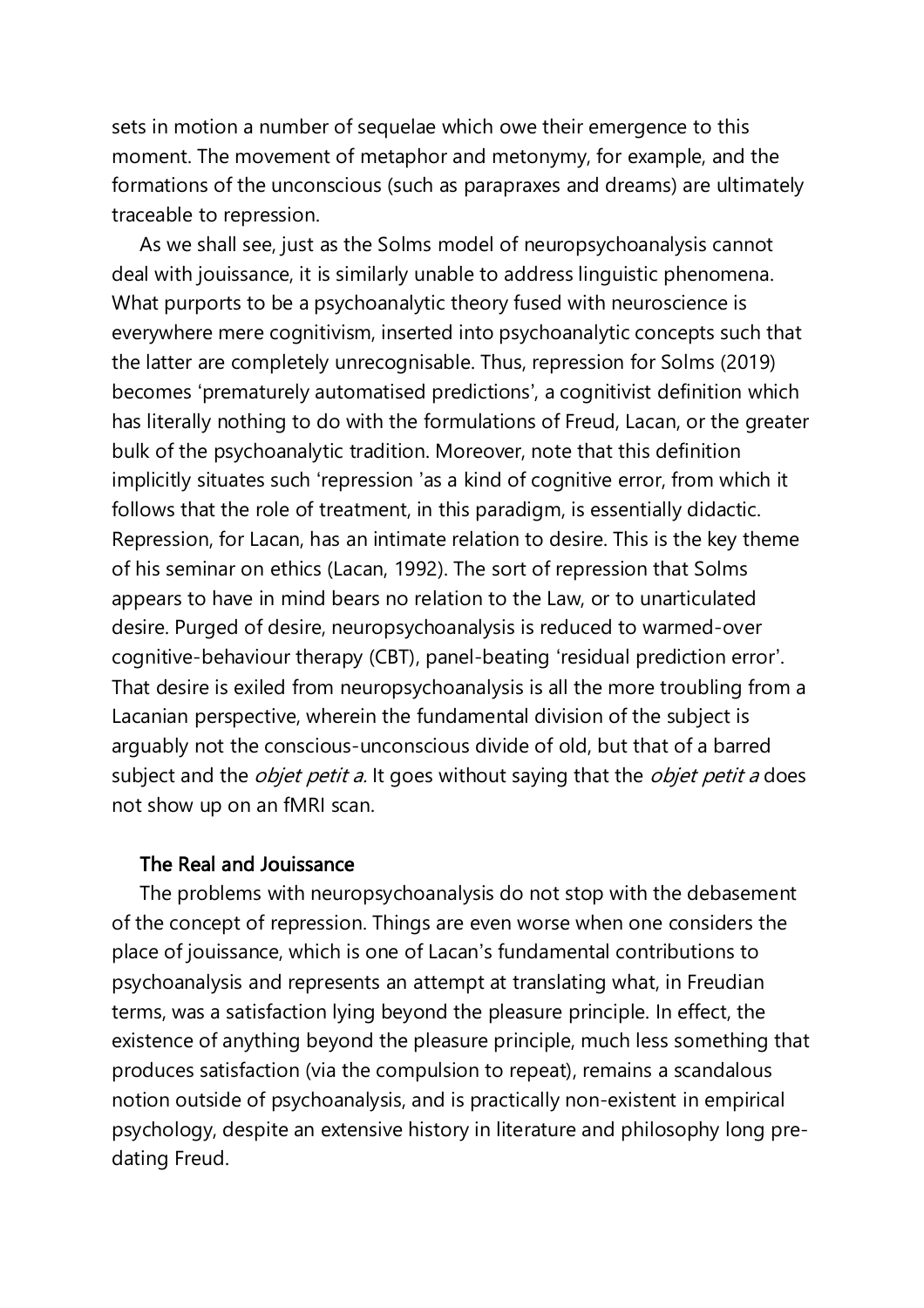sets in motion a number of sequelae which owe their emergence to this moment. The movement of metaphor and metonymy, for example, and the formations of the unconscious (such as parapraxes and dreams) are ultimately traceable to repression.

As we shall see, just as the Solms model of neuropsychoanalysis cannot deal with jouissance, it is similarly unable to address linguistic phenomena. What purports to be a psychoanalytic theory fused with neuroscience is everywhere mere cognitivism, inserted into psychoanalytic concepts such that the latter are completely unrecognisable. Thus, repression for Solms (2019) becomes 'prematurely automatised predictions', a cognitivist definition which has literally nothing to do with the formulations of Freud, Lacan, or the greater bulk of the psychoanalytic tradition. Moreover, note that this definition implicitly situates such 'repression 'as a kind of cognitive error, from which it follows that the role of treatment, in this paradigm, is essentially didactic. Repression, for Lacan, has an intimate relation to desire. This is the key theme of his seminar on ethics (Lacan, 1992). The sort of repression that Solms appears to have in mind bears no relation to the Law, or to unarticulated desire. Purged of desire, neuropsychoanalysis is reduced to warmed-over cognitive-behaviour therapy (CBT), panel-beating 'residual prediction error'. That desire is exiled from neuropsychoanalysis is all the more troubling from a Lacanian perspective, wherein the fundamental division of the subject is arguably not the conscious-unconscious divide of old, but that of a barred subject and the *objet petit a.* It goes without saying that the *objet petit a* does not show up on an fMRI scan.

## The Real and Jouissance

The problems with neuropsychoanalysis do not stop with the debasement of the concept of repression. Things are even worse when one considers the place of jouissance, which is one of Lacan's fundamental contributions to psychoanalysis and represents an attempt at translating what, in Freudian terms, was a satisfaction lying beyond the pleasure principle. In effect, the existence of anything beyond the pleasure principle, much less something that produces satisfaction (via the compulsion to repeat), remains a scandalous notion outside of psychoanalysis, and is practically non-existent in empirical psychology, despite an extensive history in literature and philosophy long pre-dating Freud.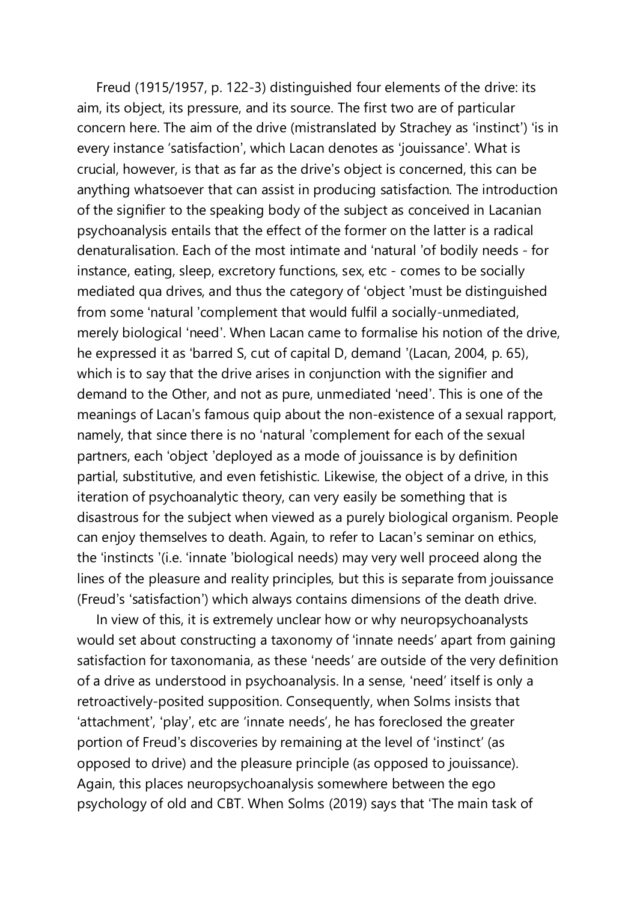Freud (1915/1957, p. 122-3) distinguished four elements of the drive: its aim, its object, its pressure, and its source. The first two are of particular concern here. The aim of the drive (mistranslated by Strachey as 'instinct') 'is in every instance 'satisfaction', which Lacan denotes as 'jouissance'. What is crucial, however, is that as far as the drive's object is concerned, this can be anything whatsoever that can assist in producing satisfaction. The introduction of the signifier to the speaking body of the subject as conceived in Lacanian psychoanalysis entails that the effect of the former on the latter is a radical denaturalisation. Each of the most intimate and 'natural 'of bodily needs - for instance, eating, sleep, excretory functions, sex, etc - comes to be socially mediated qua drives, and thus the category of 'object 'must be distinguished from some 'natural 'complement that would fulfil a socially-unmediated, merely biological 'need'. When Lacan came to formalise his notion of the drive, he expressed it as 'barred S, cut of capital D, demand '(Lacan, 2004, p. 65), which is to say that the drive arises in conjunction with the signifier and demand to the Other, and not as pure, unmediated 'need'. This is one of the meanings of Lacan's famous quip about the non-existence of a sexual rapport, namely, that since there is no 'natural 'complement for each of the sexual partners, each 'object 'deployed as a mode of jouissance is by definition partial, substitutive, and even fetishistic. Likewise, the object of a drive, in this iteration of psychoanalytic theory, can very easily be something that is disastrous for the subject when viewed as a purely biological organism. People can enjoy themselves to death. Again, to refer to Lacan's seminar on ethics, the 'instincts '(i.e. 'innate 'biological needs) may very well proceed along the lines of the pleasure and reality principles, but this is separate from jouissance (Freud's 'satisfaction') which always contains dimensions of the death drive.

In view of this, it is extremely unclear how or why neuropsychoanalysts would set about constructing a taxonomy of 'innate needs' apart from gaining satisfaction for taxonomania, as these 'needs' are outside of the very definition of a drive as understood in psychoanalysis. In a sense, 'need' itself is only a retroactively-posited supposition. Consequently, when Solms insists that 'attachment', 'play', etc are 'innate needs', he has foreclosed the greater portion of Freud's discoveries by remaining at the level of 'instinct' (as opposed to drive) and the pleasure principle (as opposed to jouissance). Again, this places neuropsychoanalysis somewhere between the ego psychology of old and CBT. When Solms (2019) says that 'The main task of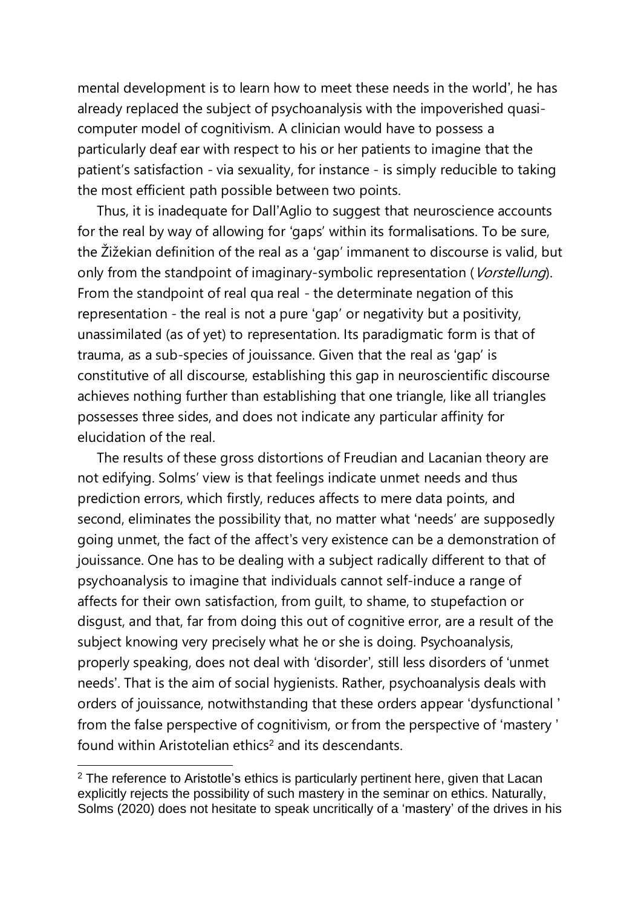mental development is to learn how to meet these needs in the world', he has already replaced the subject of psychoanalysis with the impoverished quasi-computer model of cognitivism. A clinician would have to possess a particularly deaf ear with respect to his or her patients to imagine that the patient's satisfaction - via sexuality, for instance - is simply reducible to taking the most efficient path possible between two points.

Thus, it is inadequate for Dall'Aglio to suggest that neuroscience accounts for the real by way of allowing for 'gaps' within its formalisations. To be sure, the Žižekian definition of the real as a 'gap' immanent to discourse is valid, but only from the standpoint of imaginary-symbolic representation (*Vorstellung*). From the standpoint of real qua real - the determinate negation of this representation - the real is not a pure 'gap' or negativity but a positivity, unassimilated (as of yet) to representation. Its paradigmatic form is that of trauma, as a sub-species of jouissance. Given that the real as 'gap' is constitutive of all discourse, establishing this gap in neuroscientific discourse achieves nothing further than establishing that one triangle, like all triangles possesses three sides, and does not indicate any particular affinity for elucidation of the real.

The results of these gross distortions of Freudian and Lacanian theory are not edifying. Solms' view is that feelings indicate unmet needs and thus prediction errors, which firstly, reduces affects to mere data points, and second, eliminates the possibility that, no matter what 'needs' are supposedly going unmet, the fact of the affect's very existence can be a demonstration of jouissance. One has to be dealing with a subject radically different to that of psychoanalysis to imagine that individuals cannot self-induce a range of affects for their own satisfaction, from guilt, to shame, to stupefaction or disgust, and that, far from doing this out of cognitive error, are a result of the subject knowing very precisely what he or she is doing. Psychoanalysis, properly speaking, does not deal with 'disorder', still less disorders of 'unmet needs'. That is the aim of social hygienists. Rather, psychoanalysis deals with orders of jouissance, notwithstanding that these orders appear 'dysfunctional ' from the false perspective of cognitivism, or from the perspective of 'mastery ' found within Aristotelian ethics[2] and its descendants.

[2] The reference to Aristotle's ethics is particularly pertinent here, given that Lacan explicitly rejects the possibility of such mastery in the seminar on ethics. Naturally, Solms (2020) does not hesitate to speak uncritically of a 'mastery' of the drives in his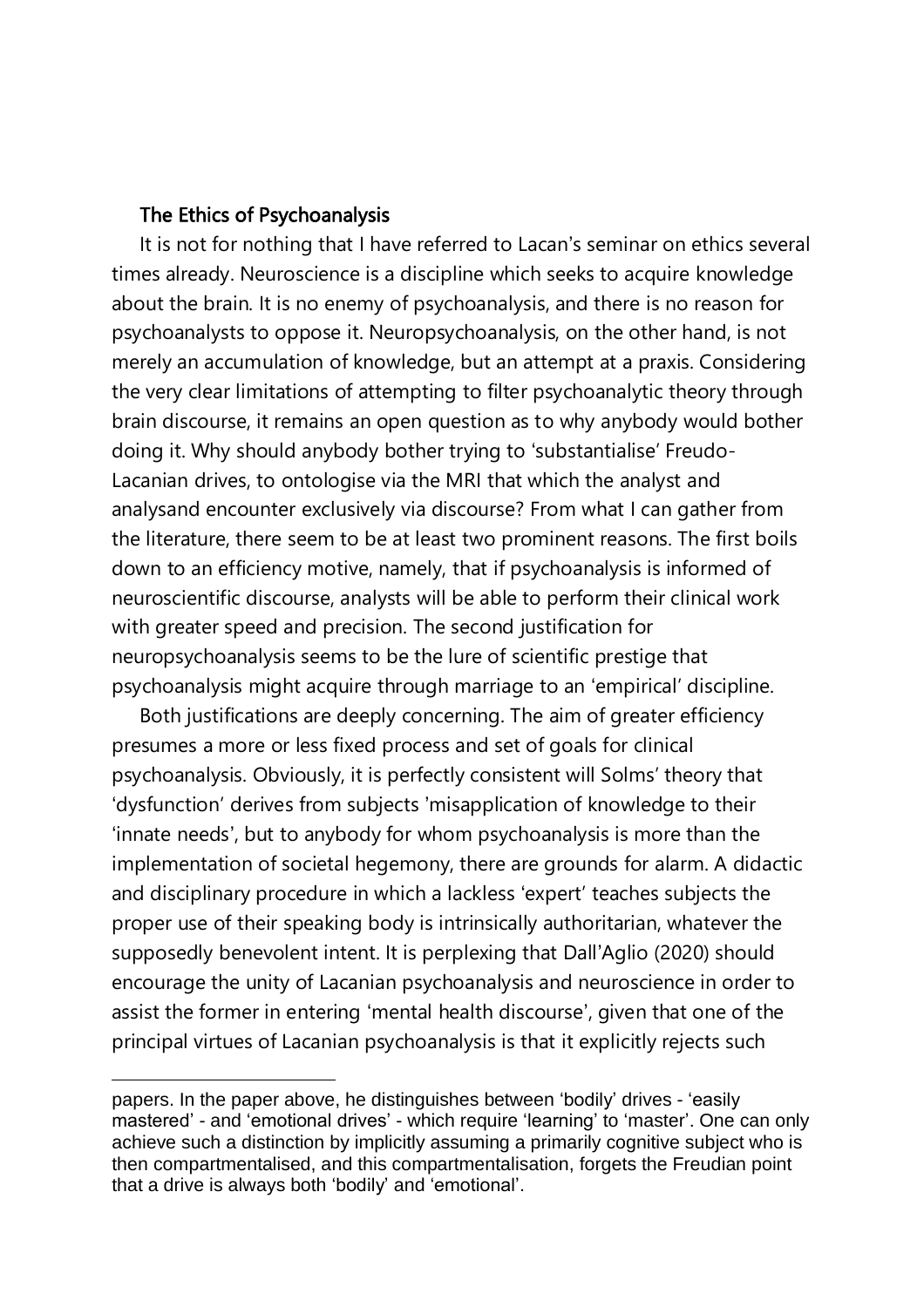## The Ethics of Psychoanalysis

It is not for nothing that I have referred to Lacan's seminar on ethics several times already. Neuroscience is a discipline which seeks to acquire knowledge about the brain. It is no enemy of psychoanalysis, and there is no reason for psychoanalysts to oppose it. Neuropsychoanalysis, on the other hand, is not merely an accumulation of knowledge, but an attempt at a praxis. Considering the very clear limitations of attempting to filter psychoanalytic theory through brain discourse, it remains an open question as to why anybody would bother doing it. Why should anybody bother trying to 'substantialise' Freudo-Lacanian drives, to ontologise via the MRI that which the analyst and analysand encounter exclusively via discourse? From what I can gather from the literature, there seem to be at least two prominent reasons. The first boils down to an efficiency motive, namely, that if psychoanalysis is informed of neuroscientific discourse, analysts will be able to perform their clinical work with greater speed and precision. The second justification for neuropsychoanalysis seems to be the lure of scientific prestige that psychoanalysis might acquire through marriage to an 'empirical' discipline.

Both justifications are deeply concerning. The aim of greater efficiency presumes a more or less fixed process and set of goals for clinical psychoanalysis. Obviously, it is perfectly consistent will Solms' theory that 'dysfunction' derives from subjects 'misapplication of knowledge to their 'innate needs', but to anybody for whom psychoanalysis is more than the implementation of societal hegemony, there are grounds for alarm. A didactic and disciplinary procedure in which a lackless 'expert' teaches subjects the proper use of their speaking body is intrinsically authoritarian, whatever the supposedly benevolent intent. It is perplexing that Dall'Aglio (2020) should encourage the unity of Lacanian psychoanalysis and neuroscience in order to assist the former in entering 'mental health discourse', given that one of the principal virtues of Lacanian psychoanalysis is that it explicitly rejects such

---

papers. In the paper above, he distinguishes between 'bodily' drives - 'easily mastered' - and 'emotional drives' - which require 'learning' to 'master'. One can only achieve such a distinction by implicitly assuming a primarily cognitive subject who is then compartmentalised, and this compartmentalisation, forgets the Freudian point that a drive is always both 'bodily' and 'emotional'.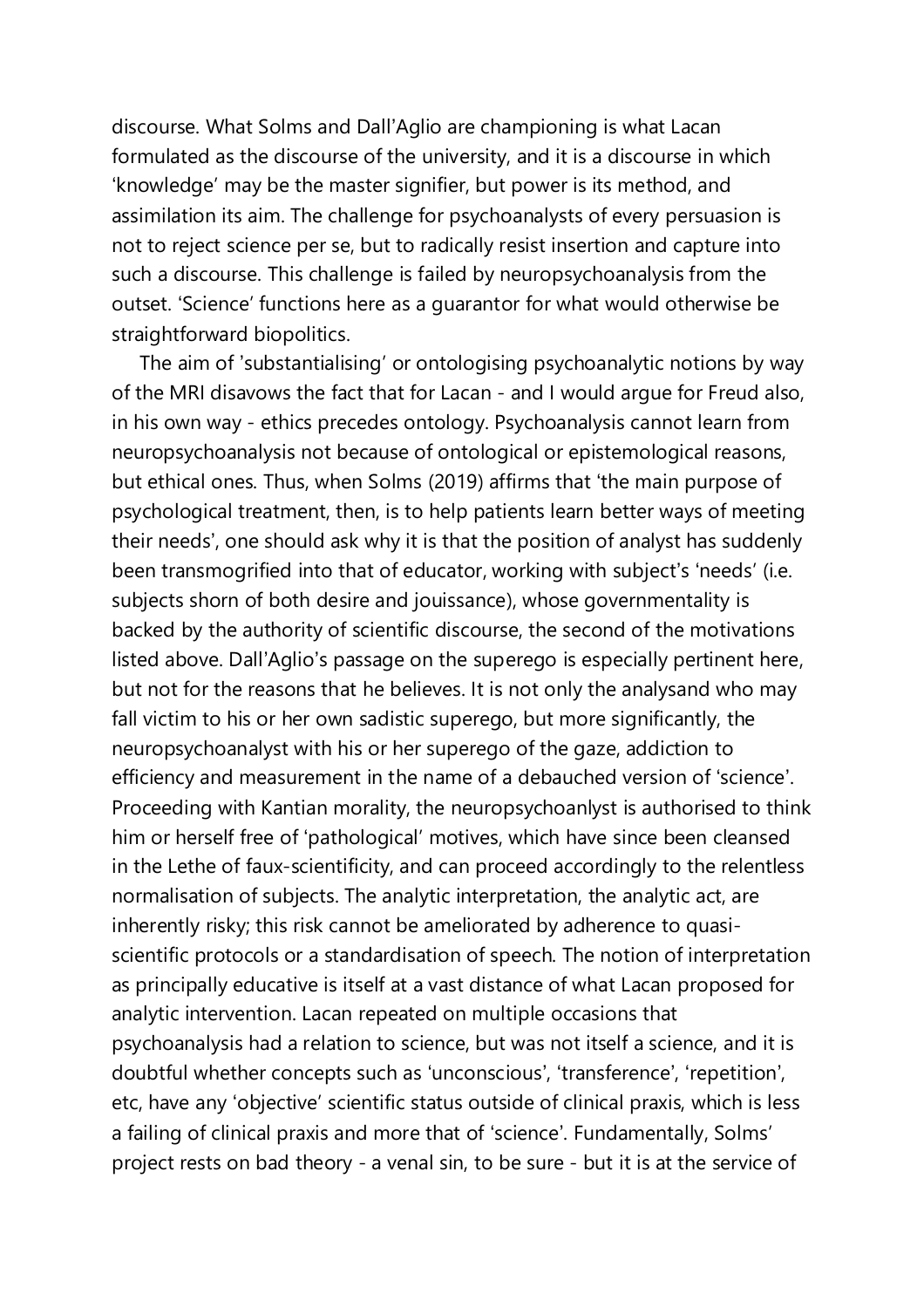discourse. What Solms and Dall'Aglio are championing is what Lacan formulated as the discourse of the university, and it is a discourse in which 'knowledge' may be the master signifier, but power is its method, and assimilation its aim. The challenge for psychoanalysts of every persuasion is not to reject science per se, but to radically resist insertion and capture into such a discourse. This challenge is failed by neuropsychoanalysis from the outset. 'Science' functions here as a guarantor for what would otherwise be straightforward biopolitics.

The aim of 'substantialising' or ontologising psychoanalytic notions by way of the MRI disavows the fact that for Lacan - and I would argue for Freud also, in his own way - ethics precedes ontology. Psychoanalysis cannot learn from neuropsychoanalysis not because of ontological or epistemological reasons, but ethical ones. Thus, when Solms (2019) affirms that 'the main purpose of psychological treatment, then, is to help patients learn better ways of meeting their needs', one should ask why it is that the position of analyst has suddenly been transmogrified into that of educator, working with subject's 'needs' (i.e. subjects shorn of both desire and jouissance), whose governmentality is backed by the authority of scientific discourse, the second of the motivations listed above. Dall'Aglio's passage on the superego is especially pertinent here, but not for the reasons that he believes. It is not only the analysand who may fall victim to his or her own sadistic superego, but more significantly, the neuropsychoanalyst with his or her superego of the gaze, addiction to efficiency and measurement in the name of a debauched version of 'science'. Proceeding with Kantian morality, the neuropsychoanlyst is authorised to think him or herself free of 'pathological' motives, which have since been cleansed in the Lethe of faux-scientificity, and can proceed accordingly to the relentless normalisation of subjects. The analytic interpretation, the analytic act, are inherently risky; this risk cannot be ameliorated by adherence to quasi-scientific protocols or a standardisation of speech. The notion of interpretation as principally educative is itself at a vast distance of what Lacan proposed for analytic intervention. Lacan repeated on multiple occasions that psychoanalysis had a relation to science, but was not itself a science, and it is doubtful whether concepts such as 'unconscious', 'transference', 'repetition', etc, have any 'objective' scientific status outside of clinical praxis, which is less a failing of clinical praxis and more that of 'science'. Fundamentally, Solms' project rests on bad theory - a venal sin, to be sure - but it is at the service of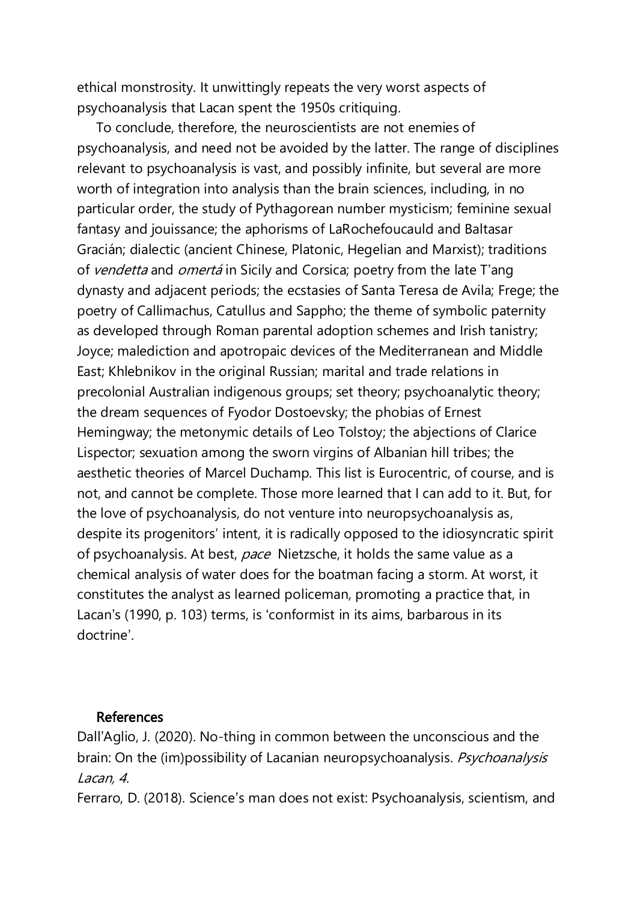ethical monstrosity. It unwittingly repeats the very worst aspects of psychoanalysis that Lacan spent the 1950s critiquing.

To conclude, therefore, the neuroscientists are not enemies of psychoanalysis, and need not be avoided by the latter. The range of disciplines relevant to psychoanalysis is vast, and possibly infinite, but several are more worth of integration into analysis than the brain sciences, including, in no particular order, the study of Pythagorean number mysticism; feminine sexual fantasy and jouissance; the aphorisms of LaRochefoucauld and Baltasar Gracián; dialectic (ancient Chinese, Platonic, Hegelian and Marxist); traditions of *vendetta* and *omertá* in Sicily and Corsica; poetry from the late T'ang dynasty and adjacent periods; the ecstasies of Santa Teresa de Avila; Frege; the poetry of Callimachus, Catullus and Sappho; the theme of symbolic paternity as developed through Roman parental adoption schemes and Irish tanistry; Joyce; malediction and apotropaic devices of the Mediterranean and Middle East; Khlebnikov in the original Russian; marital and trade relations in precolonial Australian indigenous groups; set theory; psychoanalytic theory; the dream sequences of Fyodor Dostoevsky; the phobias of Ernest Hemingway; the metonymic details of Leo Tolstoy; the abjections of Clarice Lispector; sexuation among the sworn virgins of Albanian hill tribes; the aesthetic theories of Marcel Duchamp. This list is Eurocentric, of course, and is not, and cannot be complete. Those more learned that I can add to it. But, for the love of psychoanalysis, do not venture into neuropsychoanalysis as, despite its progenitors' intent, it is radically opposed to the idiosyncratic spirit of psychoanalysis. At best, *pace* Nietzsche, it holds the same value as a chemical analysis of water does for the boatman facing a storm. At worst, it constitutes the analyst as learned policeman, promoting a practice that, in Lacan's (1990, p. 103) terms, is 'conformist in its aims, barbarous in its doctrine'.

## References

Dall'Aglio, J. (2020). No-thing in common between the unconscious and the brain: On the (im)possibility of Lacanian neuropsychoanalysis. *Psychoanalysis Lacan, 4*.

Ferraro, D. (2018). Science's man does not exist: Psychoanalysis, scientism, and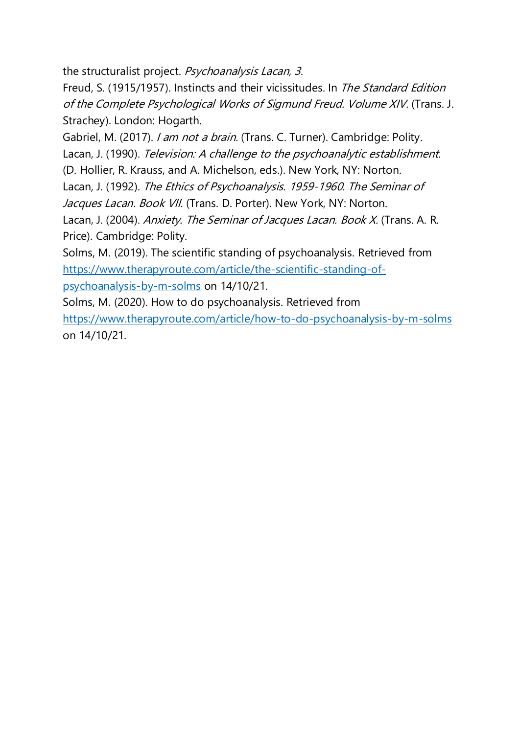the structuralist project. *Psychoanalysis Lacan, 3*.

Freud, S. (1915/1957). Instincts and their vicissitudes. In *The Standard Edition of the Complete Psychological Works of Sigmund Freud. Volume XIV.* (Trans. J. Strachey). London: Hogarth.

Gabriel, M. (2017). *I am not a brain.* (Trans. C. Turner). Cambridge: Polity.

Lacan, J. (1990). *Television: A challenge to the psychoanalytic establishment.* (D. Hollier, R. Krauss, and A. Michelson, eds.). New York, NY: Norton.

Lacan, J. (1992). *The Ethics of Psychoanalysis. 1959-1960. The Seminar of Jacques Lacan. Book VII.* (Trans. D. Porter). New York, NY: Norton.

Lacan, J. (2004). *Anxiety. The Seminar of Jacques Lacan. Book X.* (Trans. A. R. Price). Cambridge: Polity.

Solms, M. (2019). The scientific standing of psychoanalysis. Retrieved from https://www.therapyroute.com/article/the-scientific-standing-of-psychoanalysis-by-m-solms on 14/10/21.

Solms, M. (2020). How to do psychoanalysis. Retrieved from https://www.therapyroute.com/article/how-to-do-psychoanalysis-by-m-solms on 14/10/21.